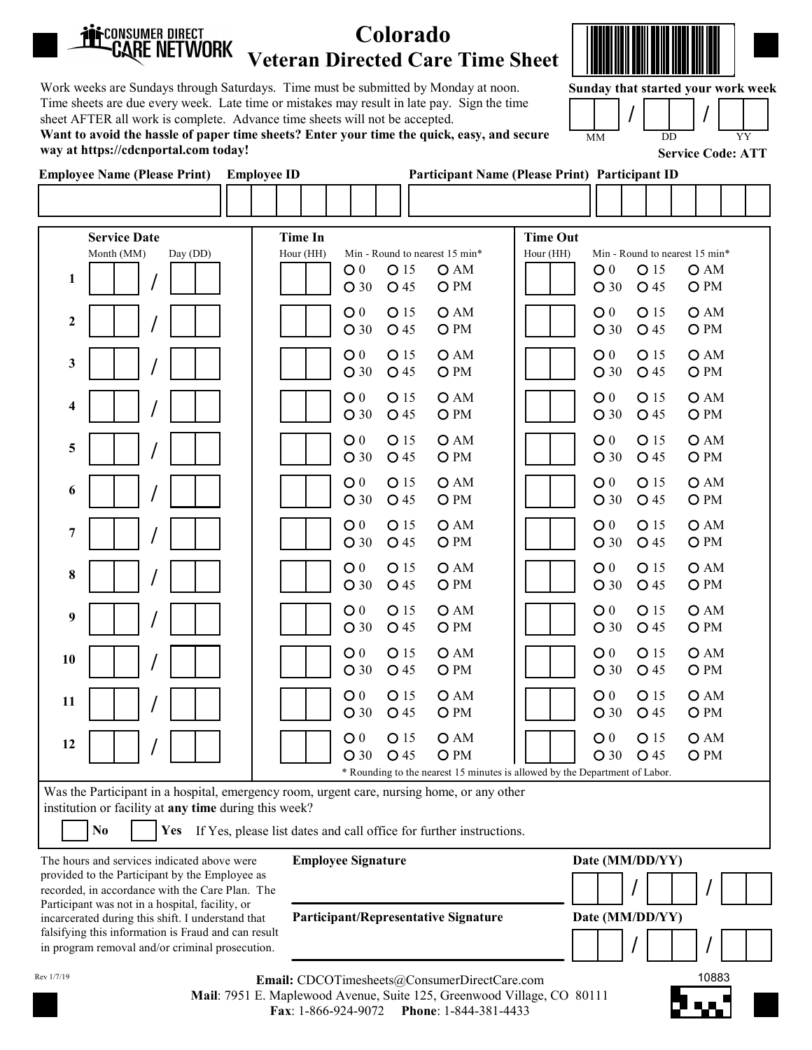CONSUMER DIRECT CARE NETWORK

# Colorado Veteran Directed Care Time Sheet

Work weeks are Sundays through Saturdays. Time must be submitted by Monday at noon. Time sheets are due every week. Late time or mistakes may result in late pay. Sign the time sheet AFTER all work is complete. Advance time sheets will not be accepted.

**Want to avoid the hassle of paper time sheets? Enter your time the quick, easy, and secure way at https://cdcnportal.com today!**

**Sunday that started your work week**

___ / ___ / ___
MM DD YY

**Service Code: ATT**

| Employee Name (Please Print) | Employee ID | Participant Name (Please Print) | Participant ID |
|---|---|---|---|
| | | | |

| | Service Date Month (MM) / Day (DD) | Time In Hour (HH) | Min - Round to nearest 15 min* | | Time Out Hour (HH) | Min - Round to nearest 15 min* | |
|---|---|---|---|---|---|---|---|
| 1 | / | | O 0 O 15 O 30 O 45 | O AM O PM | | O 0 O 15 O 30 O 45 | O AM O PM |
| 2 | / | | O 0 O 15 O 30 O 45 | O AM O PM | | O 0 O 15 O 30 O 45 | O AM O PM |
| 3 | / | | O 0 O 15 O 30 O 45 | O AM O PM | | O 0 O 15 O 30 O 45 | O AM O PM |
| 4 | / | | O 0 O 15 O 30 O 45 | O AM O PM | | O 0 O 15 O 30 O 45 | O AM O PM |
| 5 | / | | O 0 O 15 O 30 O 45 | O AM O PM | | O 0 O 15 O 30 O 45 | O AM O PM |
| 6 | / | | O 0 O 15 O 30 O 45 | O AM O PM | | O 0 O 15 O 30 O 45 | O AM O PM |
| 7 | / | | O 0 O 15 O 30 O 45 | O AM O PM | | O 0 O 15 O 30 O 45 | O AM O PM |
| 8 | / | | O 0 O 15 O 30 O 45 | O AM O PM | | O 0 O 15 O 30 O 45 | O AM O PM |
| 9 | / | | O 0 O 15 O 30 O 45 | O AM O PM | | O 0 O 15 O 30 O 45 | O AM O PM |
| 10 | / | | O 0 O 15 O 30 O 45 | O AM O PM | | O 0 O 15 O 30 O 45 | O AM O PM |
| 11 | / | | O 0 O 15 O 30 O 45 | O AM O PM | | O 0 O 15 O 30 O 45 | O AM O PM |
| 12 | / | | O 0 O 15 O 30 O 45 | O AM O PM | | O 0 O 15 O 30 O 45 | O AM O PM |

\* Rounding to the nearest 15 minutes is allowed by the Department of Labor.

Was the Participant in a hospital, emergency room, urgent care, nursing home, or any other institution or facility at **any time** during this week?

☐ **No** ☐ **Yes** If Yes, please list dates and call office for further instructions.

The hours and services indicated above were provided to the Participant by the Employee as recorded, in accordance with the Care Plan. The Participant was not in a hospital, facility, or incarcerated during this shift. I understand that falsifying this information is Fraud and can result in program removal and/or criminal prosecution.

**Employee Signature** ______________________ **Date (MM/DD/YY)** ___ / ___ / ___

**Participant/Representative Signature** ______________________ **Date (MM/DD/YY)** ___ / ___ / ___

Rev 1/7/19

**Email:** CDCOTimesheets@ConsumerDirectCare.com
**Mail**: 7951 E. Maplewood Avenue, Suite 125, Greenwood Village, CO 80111
**Fax**: 1-866-924-9072 **Phone**: 1-844-381-4433

10883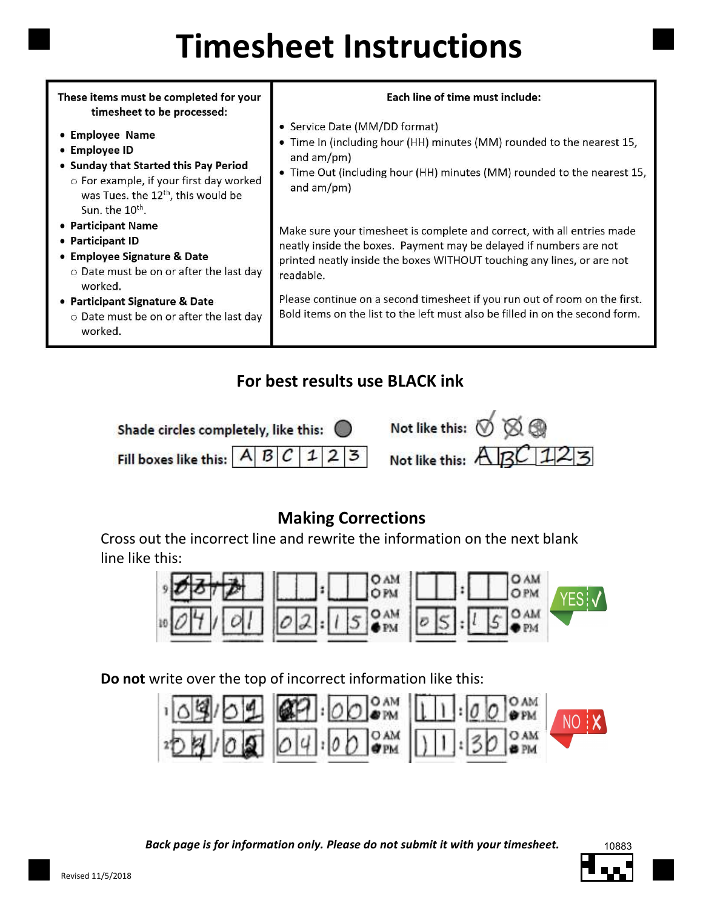# Timesheet Instructions

| These items must be completed for your timesheet to be processed: | Each line of time must include: |
|---|---|
| • **Employee Name**<br>• **Employee ID**<br>• **Sunday that Started this Pay Period**<br>  ○ For example, if your first day worked was Tues. the 12th, this would be Sun. the 10th.<br>• **Participant Name**<br>• **Participant ID**<br>• **Employee Signature & Date**<br>  ○ Date must be on or after the last day worked.<br>• **Participant Signature & Date**<br>  ○ Date must be on or after the last day worked. | • Service Date (MM/DD format)<br>• Time In (including hour (HH) minutes (MM) rounded to the nearest 15, and am/pm)<br>• Time Out (including hour (HH) minutes (MM) rounded to the nearest 15, and am/pm)<br><br>Make sure your timesheet is complete and correct, with all entries made neatly inside the boxes. Payment may be delayed if numbers are not printed neatly inside the boxes WITHOUT touching any lines, or are not readable.<br><br>Please continue on a second timesheet if you run out of room on the first. Bold items on the list to the left must also be filled in on the second form. |

## For best results use BLACK ink

Shade circles completely, like this: ● Not like this:

Fill boxes like this: A B C 1 2 3 Not like this: A B C 1 2 3

## Making Corrections

Cross out the incorrect line and rewrite the information on the next blank line like this:

YES ✓

**Do not** write over the top of incorrect information like this:

NO ✗

***Back page is for information only. Please do not submit it with your timesheet.***

10883

Revised 11/5/2018